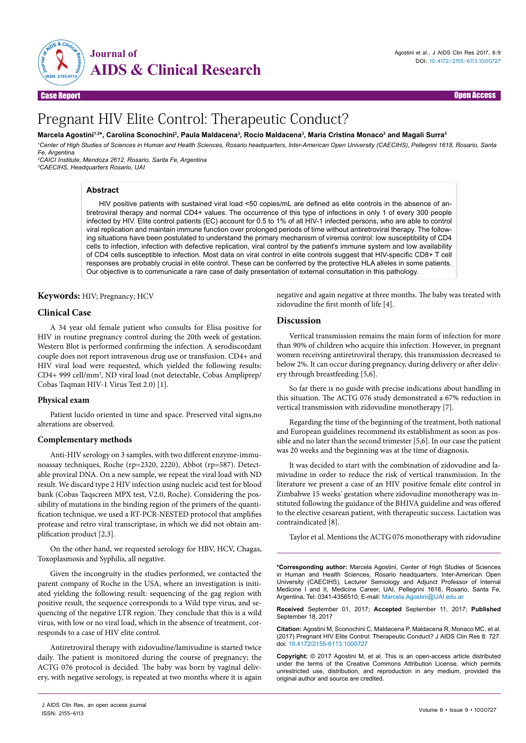# Pregnant HIV Elite Control: Therapeutic Conduct?

**Marcela Agostini[1,2]*, Carolina Sconochini[3], Paula Maldacena[3], Rocío Maldacena[3], Maria Cristina Monaco[3] and Magali Surra[3]**

[1]*Center of High Studies of Sciences in Human and Health Sciences, Rosario headquarters, Inter-American Open University (CAECIHS), Pellegrini 1618, Rosario, Santa Fe, Argentina*
[2]*CAICI Institute, Mendoza 2612, Rosario, Santa Fe, Argentina*
[3]*CAECIHS, Headquarters Rosario, UAI*

## Abstract

HIV positive patients with sustained viral load <50 copies/mL are defined as elite controls in the absence of antiretroviral therapy and normal CD4+ values. The occurrence of this type of infections in only 1 of every 300 people infected by HIV. Elite control patients (EC) account for 0.5 to 1% of all HIV-1 infected persons, who are able to control viral replication and maintain immune function over prolonged periods of time without antiretroviral therapy. The following situations have been postulated to understand the primary mechanism of viremia control: low susceptibility of CD4 cells to infection, infection with defective replication, viral control by the patient's immune system and low availability of CD4 cells susceptible to infection. Most data on viral control in elite controls suggest that HIV-specific CD8+ T cell responses are probably crucial in elite control. These can be conferred by the protective HLA alleles in some patients. Our objective is to communicate a rare case of daily presentation of external consultation in this pathology.

**Keywords:** HIV; Pregnancy; HCV

## Clinical Case

A 34 year old female patient who consults for Elisa positive for HIV in routine pregnancy control during the 20th week of gestation. Western Blot is performed confirming the infection. A serodiscordant couple does not report intravenous drug use or transfusion. CD4+ and HIV viral load were requested, which yielded the following results: CD4+ 999 cell/mm$^3$, ND viral load (not detectable, Cobas Ampliprep/Cobas Taqman HIV-1 Virus Test 2.0) [1].

### Physical exam

Patient lucido oriented in time and space. Preserved vital signs,no alterations are observed.

### Complementary methods

Anti-HIV serology on 3 samples, with two different enzyme-immunoassay techniques, Roche (rp=2320, 2220), Abbot (rp=587). Detectable proviral DNA. On a new sample, we repeat the viral load with ND result. We discard type 2 HIV infection using nucleic acid test for blood bank (Cobas Taqscreen MPX test, V2.0, Roche). Considering the possibility of mutations in the binding region of the primers of the quantification technique, we used a RT-PCR-NESTED protocol that amplifies protease and retro viral transcriptase, in which we did not obtain amplification product [2,3].

On the other hand, we requested serology for HBV, HCV, Chagas, Toxoplasmosis and Syphilis, all negative.

Given the incongruity in the studies performed, we contacted the parent company of Roche in the USA, where an investigation is initiated yielding the following result: sequencing of the gag region with positive result, the sequence corresponds to a Wild type virus, and sequencing of the negative LTR region. They conclude that this is a wild virus, with low or no viral load, which in the absence of treatment, corresponds to a case of HIV elite control.

Antiretroviral therapy with zidovudine/lamivudine is started twice daily. The patient is monitored during the course of pregnancy; the ACTG 076 protocol is decided. The baby was born by vaginal delivery, with negative serology, is repeated at two months where it is again negative and again negative at three months. The baby was treated with zidovudine the first month of life [4].

## Discussion

Vertical transmission remains the main form of infection for more than 90% of children who acquire this infection. However, in pregnant women receiving antiretroviral therapy, this transmission decreased to below 2%. It can occur during pregnancy, during delivery or after delivery through breastfeeding [5,6].

So far there is no guide with precise indications about handling in this situation. The ACTG 076 study demonstrated a 67% reduction in vertical transmission with zidovudine monotherapy [7].

Regarding the time of the beginning of the treatment, both national and European guidelines recommend its establishment as soon as possible and no later than the second trimester [5,6]. In our case the patient was 20 weeks and the beginning was at the time of diagnosis.

It was decided to start with the combination of zidovudine and lamivudine in order to reduce the risk of vertical transmission. In the literature we present a case of an HIV positive female elite control in Zimbabwe 15 weeks' gestation where zidovudine monotherapy was instituted following the guidance of the BHIVA guideline and was offered to the elective cesarean patient, with therapeutic success. Lactation was contraindicated [8].

Taylor et al. Mentions the ACTG 076 monotherapy with zidovudine

---

***Corresponding author:** Marcela Agostini, Center of High Studies of Sciences in Human and Health Sciences, Rosario headquarters, Inter-American Open University (CAECIHS), Lecturer Semiology and Adjunct Professor of Internal Medicine I and II, Medicine Career, UAI, Pellegrini 1618, Rosario, Santa Fe, Argentina, Tel: 0341-4356510; E-mail: Marcela.Agostini@UAI.edu.ar

**Received** September 01, 2017; **Accepted** September 11, 2017; **Published** September 18, 2017

**Citation:** Agostini M, Sconochini C, Maldacena P, Maldacena R, Monaco MC, et al. (2017) Pregnant HIV Elite Control: Therapeutic Conduct? J AIDS Clin Res 8: 727. doi: 10.4172/2155-6113.1000727

**Copyright:** © 2017 Agostini M, et al. This is an open-access article distributed under the terms of the Creative Commons Attribution License, which permits unrestricted use, distribution, and reproduction in any medium, provided the original author and source are credited.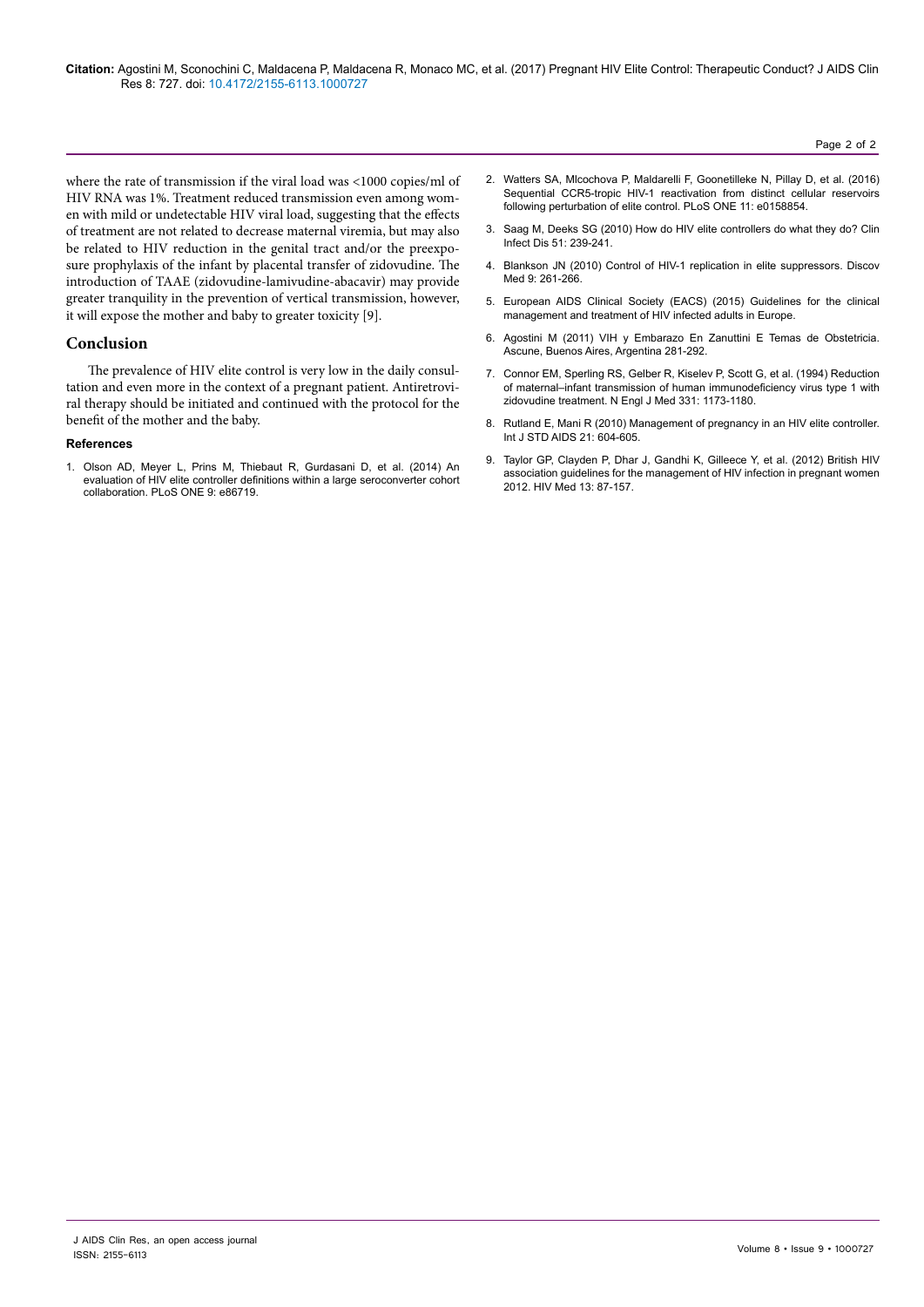where the rate of transmission if the viral load was <1000 copies/ml of HIV RNA was 1%. Treatment reduced transmission even among women with mild or undetectable HIV viral load, suggesting that the effects of treatment are not related to decrease maternal viremia, but may also be related to HIV reduction in the genital tract and/or the preexposure prophylaxis of the infant by placental transfer of zidovudine. The introduction of TAAE (zidovudine-lamivudine-abacavir) may provide greater tranquility in the prevention of vertical transmission, however, it will expose the mother and baby to greater toxicity [9].

## Conclusion

The prevalence of HIV elite control is very low in the daily consultation and even more in the context of a pregnant patient. Antiretroviral therapy should be initiated and continued with the protocol for the benefit of the mother and the baby.

### References

1. Olson AD, Meyer L, Prins M, Thiebaut R, Gurdasani D, et al. (2014) An evaluation of HIV elite controller definitions within a large seroconverter cohort collaboration. PLoS ONE 9: e86719.
2. Watters SA, Mlcochova P, Maldarelli F, Goonetilleke N, Pillay D, et al. (2016) Sequential CCR5-tropic HIV-1 reactivation from distinct cellular reservoirs following perturbation of elite control. PLoS ONE 11: e0158854.
3. Saag M, Deeks SG (2010) How do HIV elite controllers do what they do? Clin Infect Dis 51: 239-241.
4. Blankson JN (2010) Control of HIV-1 replication in elite suppressors. Discov Med 9: 261-266.
5. European AIDS Clinical Society (EACS) (2015) Guidelines for the clinical management and treatment of HIV infected adults in Europe.
6. Agostini M (2011) VIH y Embarazo En Zanuttini E Temas de Obstetricia. Ascune, Buenos Aires, Argentina 281-292.
7. Connor EM, Sperling RS, Gelber R, Kiselev P, Scott G, et al. (1994) Reduction of maternal–infant transmission of human immunodeficiency virus type 1 with zidovudine treatment. N Engl J Med 331: 1173-1180.
8. Rutland E, Mani R (2010) Management of pregnancy in an HIV elite controller. Int J STD AIDS 21: 604-605.
9. Taylor GP, Clayden P, Dhar J, Gandhi K, Gilleece Y, et al. (2012) British HIV association guidelines for the management of HIV infection in pregnant women 2012. HIV Med 13: 87-157.